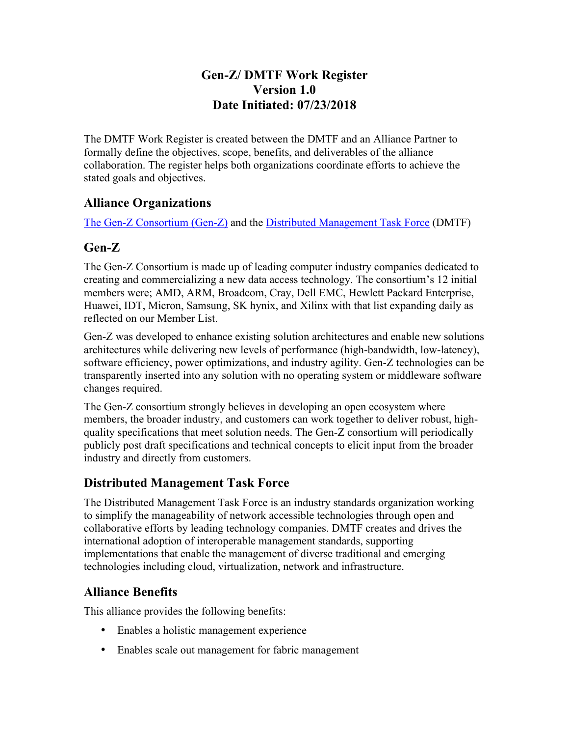# Gen-Z/ DMTF Work Register
# Version 1.0
# Date Initiated: 07/23/2018

The DMTF Work Register is created between the DMTF and an Alliance Partner to formally define the objectives, scope, benefits, and deliverables of the alliance collaboration. The register helps both organizations coordinate efforts to achieve the stated goals and objectives.

## Alliance Organizations

The Gen-Z Consortium (Gen-Z) and the Distributed Management Task Force (DMTF)

## Gen-Z

The Gen-Z Consortium is made up of leading computer industry companies dedicated to creating and commercializing a new data access technology. The consortium's 12 initial members were; AMD, ARM, Broadcom, Cray, Dell EMC, Hewlett Packard Enterprise, Huawei, IDT, Micron, Samsung, SK hynix, and Xilinx with that list expanding daily as reflected on our Member List.

Gen-Z was developed to enhance existing solution architectures and enable new solutions architectures while delivering new levels of performance (high-bandwidth, low-latency), software efficiency, power optimizations, and industry agility. Gen-Z technologies can be transparently inserted into any solution with no operating system or middleware software changes required.

The Gen-Z consortium strongly believes in developing an open ecosystem where members, the broader industry, and customers can work together to deliver robust, high-quality specifications that meet solution needs. The Gen-Z consortium will periodically publicly post draft specifications and technical concepts to elicit input from the broader industry and directly from customers.

## Distributed Management Task Force

The Distributed Management Task Force is an industry standards organization working to simplify the manageability of network accessible technologies through open and collaborative efforts by leading technology companies. DMTF creates and drives the international adoption of interoperable management standards, supporting implementations that enable the management of diverse traditional and emerging technologies including cloud, virtualization, network and infrastructure.

## Alliance Benefits

This alliance provides the following benefits:

- Enables a holistic management experience
- Enables scale out management for fabric management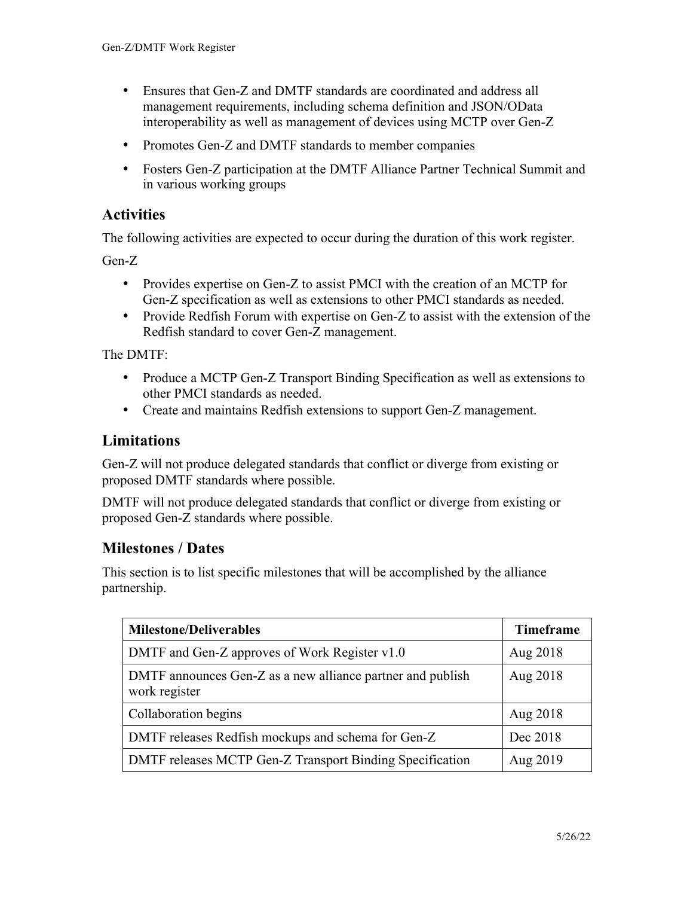- Ensures that Gen-Z and DMTF standards are coordinated and address all management requirements, including schema definition and JSON/OData interoperability as well as management of devices using MCTP over Gen-Z
- Promotes Gen-Z and DMTF standards to member companies
- Fosters Gen-Z participation at the DMTF Alliance Partner Technical Summit and in various working groups

## Activities

The following activities are expected to occur during the duration of this work register.

Gen-Z

- Provides expertise on Gen-Z to assist PMCI with the creation of an MCTP for Gen-Z specification as well as extensions to other PMCI standards as needed.
- Provide Redfish Forum with expertise on Gen-Z to assist with the extension of the Redfish standard to cover Gen-Z management.

The DMTF:

- Produce a MCTP Gen-Z Transport Binding Specification as well as extensions to other PMCI standards as needed.
- Create and maintains Redfish extensions to support Gen-Z management.

## Limitations

Gen-Z will not produce delegated standards that conflict or diverge from existing or proposed DMTF standards where possible.

DMTF will not produce delegated standards that conflict or diverge from existing or proposed Gen-Z standards where possible.

## Milestones / Dates

This section is to list specific milestones that will be accomplished by the alliance partnership.

| Milestone/Deliverables | Timeframe |
|---|---|
| DMTF and Gen-Z approves of Work Register v1.0 | Aug 2018 |
| DMTF announces Gen-Z as a new alliance partner and publish work register | Aug 2018 |
| Collaboration begins | Aug 2018 |
| DMTF releases Redfish mockups and schema for Gen-Z | Dec 2018 |
| DMTF releases MCTP Gen-Z Transport Binding Specification | Aug 2019 |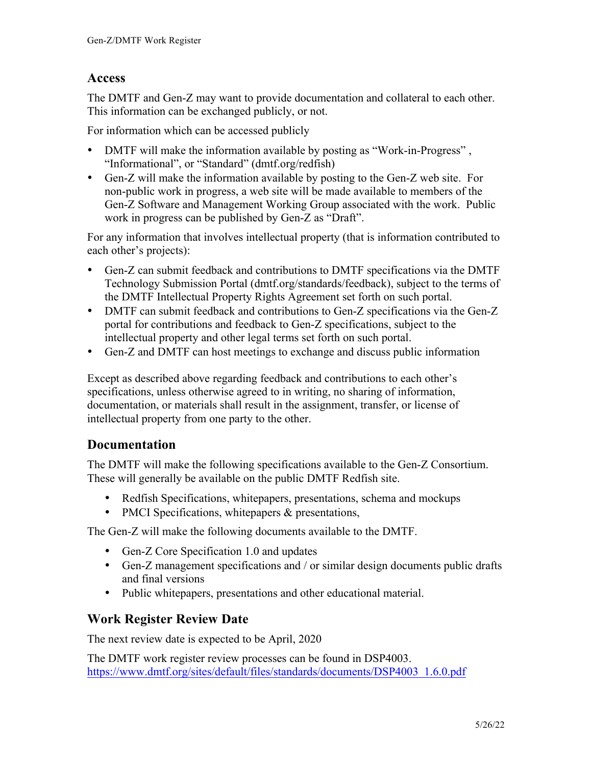## Access

The DMTF and Gen-Z may want to provide documentation and collateral to each other. This information can be exchanged publicly, or not.

For information which can be accessed publicly

- DMTF will make the information available by posting as “Work-in-Progress” , “Informational”, or “Standard” (dmtf.org/redfish)
- Gen-Z will make the information available by posting to the Gen-Z web site. For non-public work in progress, a web site will be made available to members of the Gen-Z Software and Management Working Group associated with the work. Public work in progress can be published by Gen-Z as “Draft”.

For any information that involves intellectual property (that is information contributed to each other’s projects):

- Gen-Z can submit feedback and contributions to DMTF specifications via the DMTF Technology Submission Portal (dmtf.org/standards/feedback), subject to the terms of the DMTF Intellectual Property Rights Agreement set forth on such portal.
- DMTF can submit feedback and contributions to Gen-Z specifications via the Gen-Z portal for contributions and feedback to Gen-Z specifications, subject to the intellectual property and other legal terms set forth on such portal.
- Gen-Z and DMTF can host meetings to exchange and discuss public information

Except as described above regarding feedback and contributions to each other’s specifications, unless otherwise agreed to in writing, no sharing of information, documentation, or materials shall result in the assignment, transfer, or license of intellectual property from one party to the other.

## Documentation

The DMTF will make the following specifications available to the Gen-Z Consortium. These will generally be available on the public DMTF Redfish site.

- Redfish Specifications, whitepapers, presentations, schema and mockups
- PMCI Specifications, whitepapers & presentations,

The Gen-Z will make the following documents available to the DMTF.

- Gen-Z Core Specification 1.0 and updates
- Gen-Z management specifications and / or similar design documents public drafts and final versions
- Public whitepapers, presentations and other educational material.

## Work Register Review Date

The next review date is expected to be April, 2020

The DMTF work register review processes can be found in DSP4003.
https://www.dmtf.org/sites/default/files/standards/documents/DSP4003_1.6.0.pdf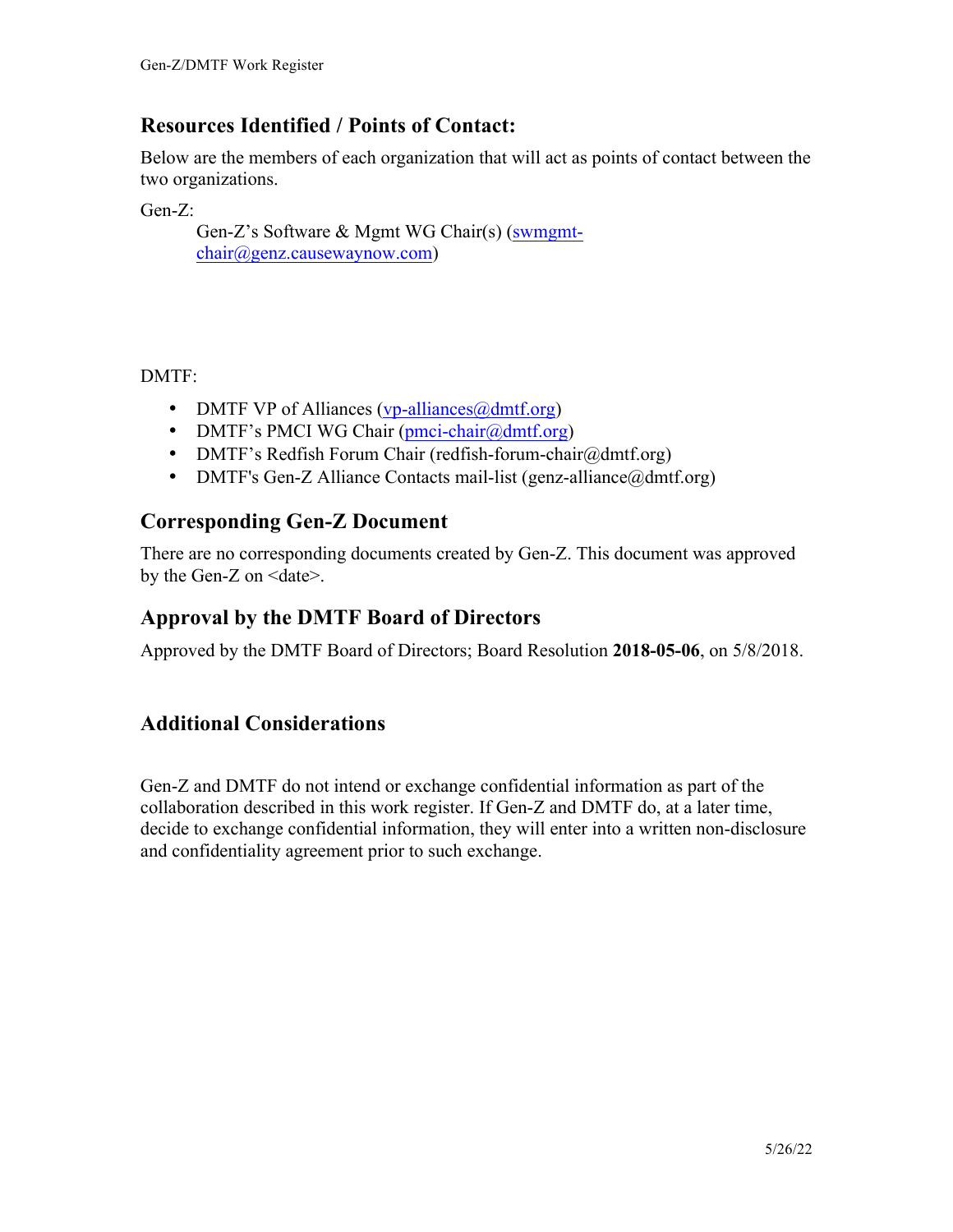## Resources Identified / Points of Contact:

Below are the members of each organization that will act as points of contact between the two organizations.

Gen-Z:

Gen-Z's Software & Mgmt WG Chair(s) (swmgmt-chair@genz.causewaynow.com)

DMTF:

- DMTF VP of Alliances (vp-alliances@dmtf.org)
- DMTF's PMCI WG Chair (pmci-chair@dmtf.org)
- DMTF's Redfish Forum Chair (redfish-forum-chair@dmtf.org)
- DMTF's Gen-Z Alliance Contacts mail-list (genz-alliance@dmtf.org)

## Corresponding Gen-Z Document

There are no corresponding documents created by Gen-Z. This document was approved by the Gen-Z on <date>.

## Approval by the DMTF Board of Directors

Approved by the DMTF Board of Directors; Board Resolution **2018-05-06**, on 5/8/2018.

## Additional Considerations

Gen-Z and DMTF do not intend or exchange confidential information as part of the collaboration described in this work register. If Gen-Z and DMTF do, at a later time, decide to exchange confidential information, they will enter into a written non-disclosure and confidentiality agreement prior to such exchange.